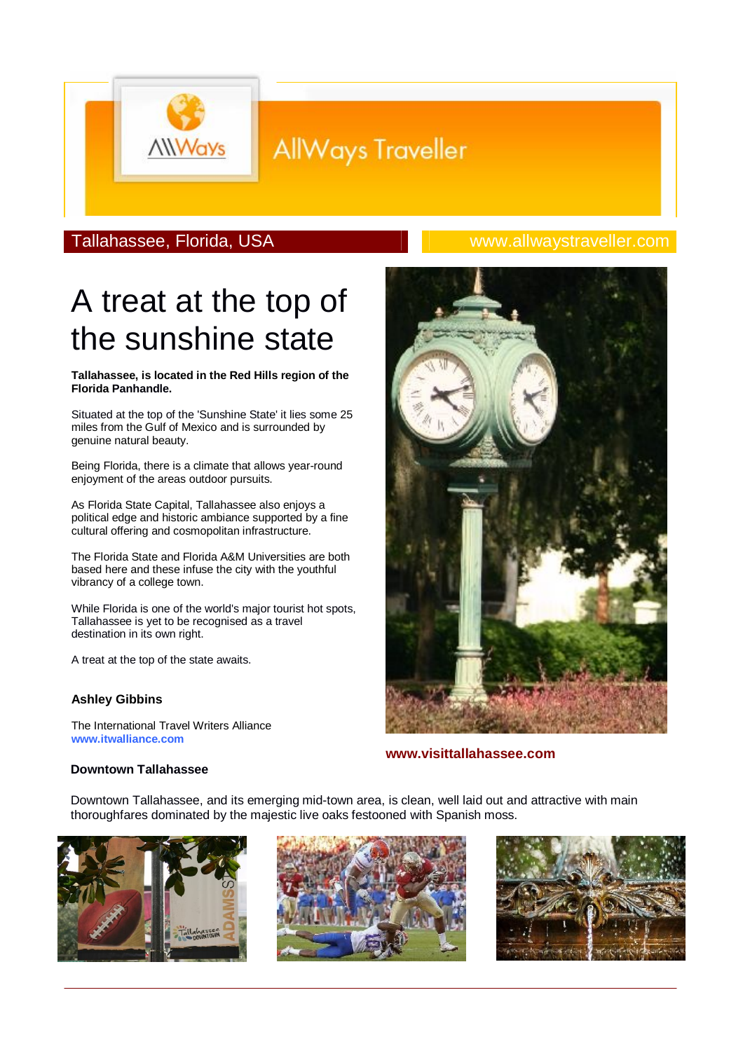AllWays Traveller

Tallahassee, Florida, USA

www.allwaystraveller.com

# A treat at the top of the sunshine state

**Tallahassee, is located in the Red Hills region of the Florida Panhandle.**

Situated at the top of the 'Sunshine State' it lies some 25 miles from the Gulf of Mexico and is surrounded by genuine natural beauty.

Being Florida, there is a climate that allows year-round enjoyment of the areas outdoor pursuits.

As Florida State Capital, Tallahassee also enjoys a political edge and historic ambiance supported by a fine cultural offering and cosmopolitan infrastructure.

The Florida State and Florida A&M Universities are both based here and these infuse the city with the youthful vibrancy of a college town.

While Florida is one of the world's major tourist hot spots, Tallahassee is yet to be recognised as a travel destination in its own right.

A treat at the top of the state awaits.

**Ashley Gibbins**

The International Travel Writers Alliance
**www.itwalliance.com**

**www.visittallahassee.com**

### Downtown Tallahassee

Downtown Tallahassee, and its emerging mid-town area, is clean, well laid out and attractive with main thoroughfares dominated by the majestic live oaks festooned with Spanish moss.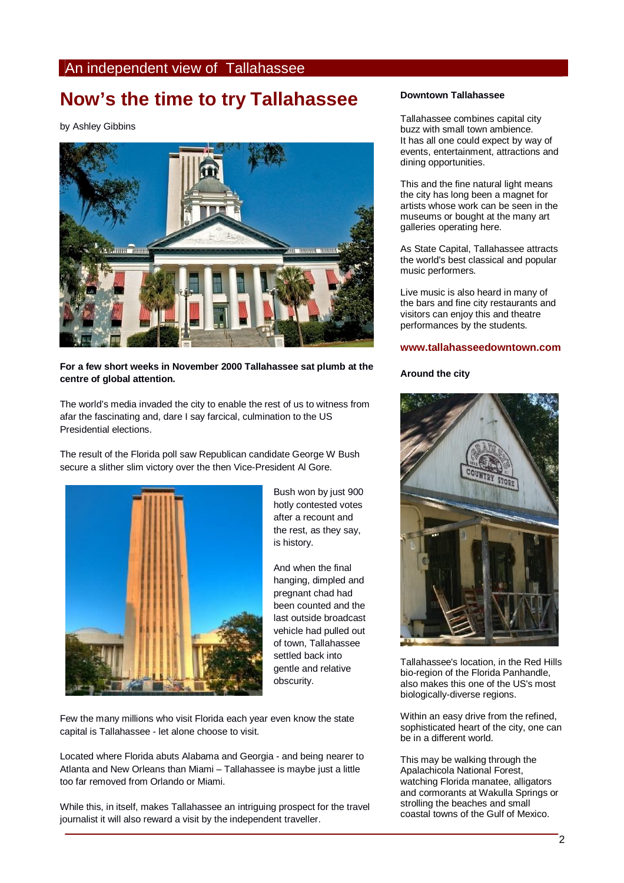An independent view of Tallahassee

# Now's the time to try Tallahassee

by Ashley Gibbins

**For a few short weeks in November 2000 Tallahassee sat plumb at the centre of global attention.**

The world's media invaded the city to enable the rest of us to witness from afar the fascinating and, dare I say farcical, culmination to the US Presidential elections.

The result of the Florida poll saw Republican candidate George W Bush secure a slither slim victory over the then Vice-President Al Gore.

Bush won by just 900 hotly contested votes after a recount and the rest, as they say, is history.

And when the final hanging, dimpled and pregnant chad had been counted and the last outside broadcast vehicle had pulled out of town, Tallahassee settled back into gentle and relative obscurity.

Few the many millions who visit Florida each year even know the state capital is Tallahassee - let alone choose to visit.

Located where Florida abuts Alabama and Georgia - and being nearer to Atlanta and New Orleans than Miami – Tallahassee is maybe just a little too far removed from Orlando or Miami.

While this, in itself, makes Tallahassee an intriguing prospect for the travel journalist it will also reward a visit by the independent traveller.

### Downtown Tallahassee

Tallahassee combines capital city buzz with small town ambience. It has all one could expect by way of events, entertainment, attractions and dining opportunities.

This and the fine natural light means the city has long been a magnet for artists whose work can be seen in the museums or bought at the many art galleries operating here.

As State Capital, Tallahassee attracts the world's best classical and popular music performers.

Live music is also heard in many of the bars and fine city restaurants and visitors can enjoy this and theatre performances by the students.

**www.tallahasseedowntown.com**

### Around the city

Tallahassee's location, in the Red Hills bio-region of the Florida Panhandle, also makes this one of the US's most biologically-diverse regions.

Within an easy drive from the refined, sophisticated heart of the city, one can be in a different world.

This may be walking through the Apalachicola National Forest, watching Florida manatee, alligators and cormorants at Wakulla Springs or strolling the beaches and small coastal towns of the Gulf of Mexico.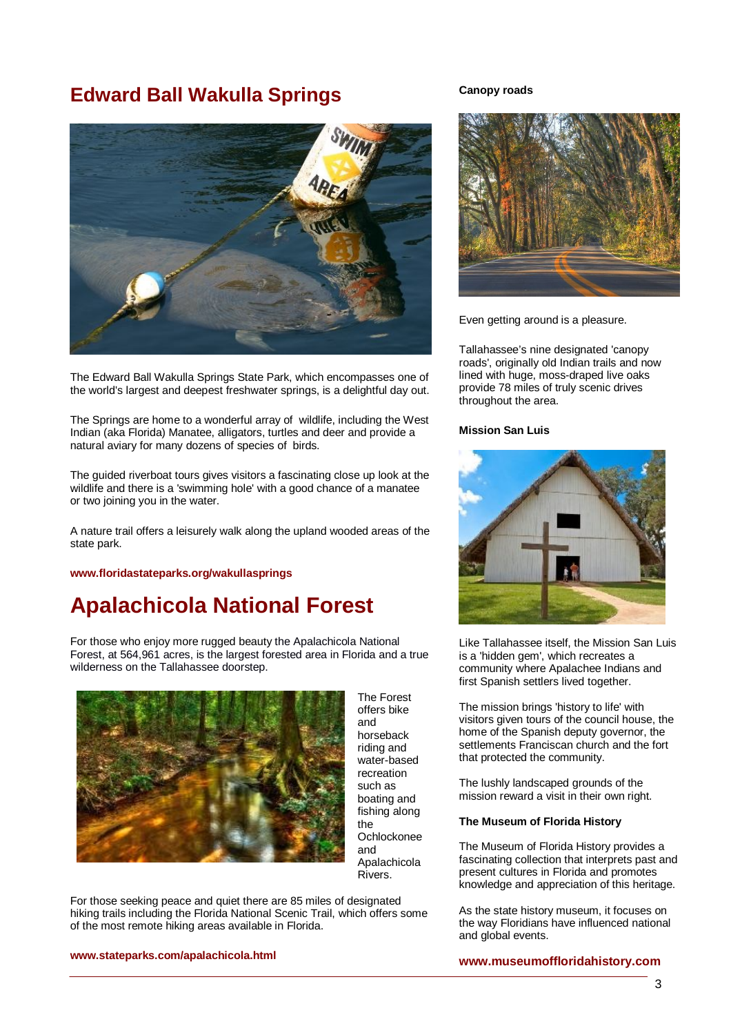## Edward Ball Wakulla Springs

The Edward Ball Wakulla Springs State Park, which encompasses one of the world's largest and deepest freshwater springs, is a delightful day out.

The Springs are home to a wonderful array of wildlife, including the West Indian (aka Florida) Manatee, alligators, turtles and deer and provide a natural aviary for many dozens of species of birds.

The guided riverboat tours gives visitors a fascinating close up look at the wildlife and there is a 'swimming hole' with a good chance of a manatee or two joining you in the water.

A nature trail offers a leisurely walk along the upland wooded areas of the state park.

**www.floridastateparks.org/wakullasprings**

## Apalachicola National Forest

For those who enjoy more rugged beauty the Apalachicola National Forest, at 564,961 acres, is the largest forested area in Florida and a true wilderness on the Tallahassee doorstep.

The Forest offers bike and horseback riding and water-based recreation such as boating and fishing along the Ochlockonee and Apalachicola Rivers.

For those seeking peace and quiet there are 85 miles of designated hiking trails including the Florida National Scenic Trail, which offers some of the most remote hiking areas available in Florida.

**www.stateparks.com/apalachicola.html**

**Canopy roads**

Even getting around is a pleasure.

Tallahassee's nine designated 'canopy roads', originally old Indian trails and now lined with huge, moss-draped live oaks provide 78 miles of truly scenic drives throughout the area.

**Mission San Luis**

Like Tallahassee itself, the Mission San Luis is a 'hidden gem', which recreates a community where Apalachee Indians and first Spanish settlers lived together.

The mission brings 'history to life' with visitors given tours of the council house, the home of the Spanish deputy governor, the settlements Franciscan church and the fort that protected the community.

The lushly landscaped grounds of the mission reward a visit in their own right.

**The Museum of Florida History**

The Museum of Florida History provides a fascinating collection that interprets past and present cultures in Florida and promotes knowledge and appreciation of this heritage.

As the state history museum, it focuses on the way Floridians have influenced national and global events.

**www.museumoffloridahistory.com**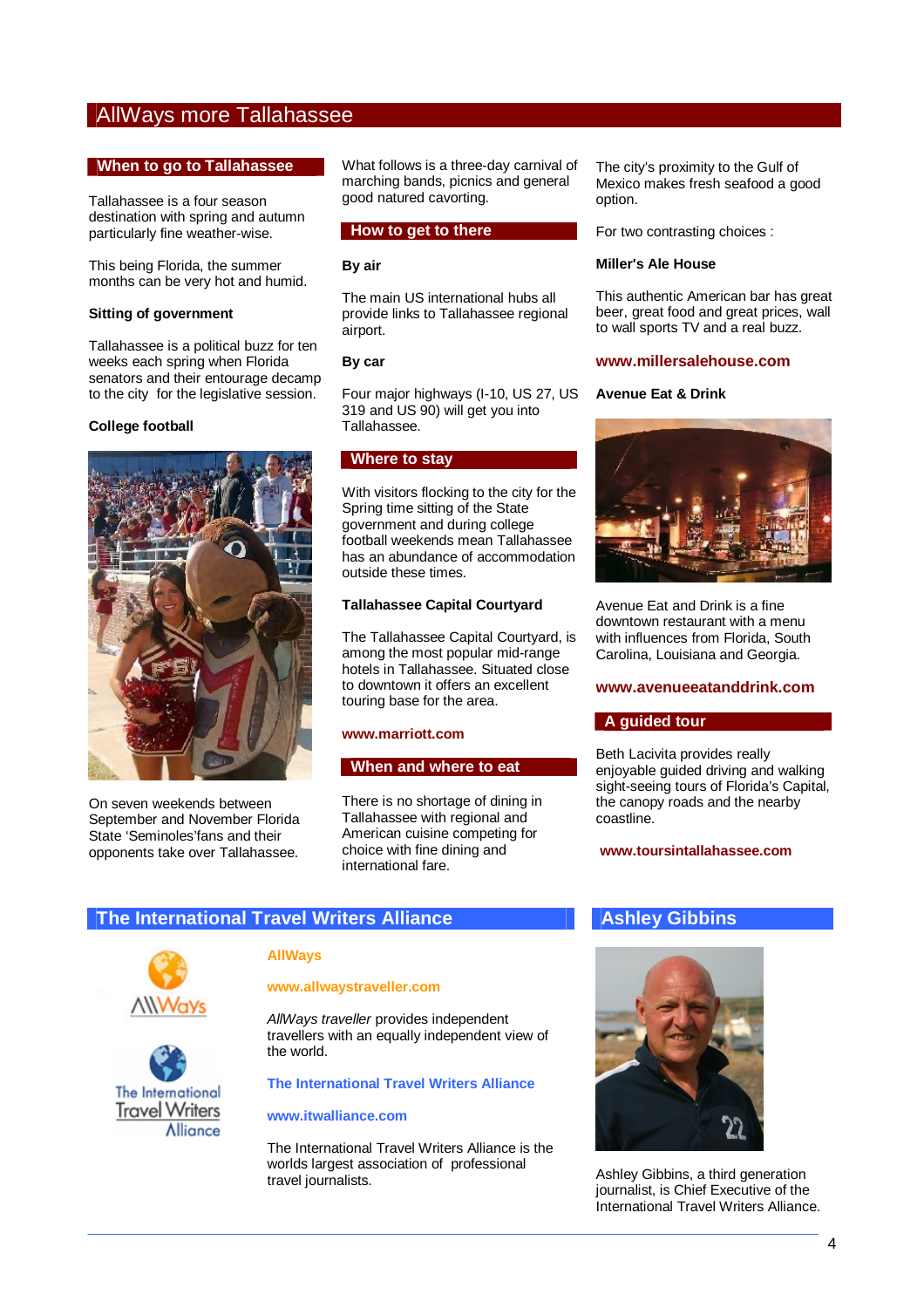# AllWays more Tallahassee

## When to go to Tallahassee

Tallahassee is a four season destination with spring and autumn particularly fine weather-wise.

This being Florida, the summer months can be very hot and humid.

**Sitting of government**

Tallahassee is a political buzz for ten weeks each spring when Florida senators and their entourage decamp to the city for the legislative session.

**College football**

On seven weekends between September and November Florida State 'Seminoles'fans and their opponents take over Tallahassee.

What follows is a three-day carnival of marching bands, picnics and general good natured cavorting.

## How to get to there

**By air**

The main US international hubs all provide links to Tallahassee regional airport.

**By car**

Four major highways (I-10, US 27, US 319 and US 90) will get you into Tallahassee.

## Where to stay

With visitors flocking to the city for the Spring time sitting of the State government and during college football weekends mean Tallahassee has an abundance of accommodation outside these times.

**Tallahassee Capital Courtyard**

The Tallahassee Capital Courtyard, is among the most popular mid-range hotels in Tallahassee. Situated close to downtown it offers an excellent touring base for the area.

**www.marriott.com**

## When and where to eat

There is no shortage of dining in Tallahassee with regional and American cuisine competing for choice with fine dining and international fare.

The city's proximity to the Gulf of Mexico makes fresh seafood a good option.

For two contrasting choices :

**Miller's Ale House**

This authentic American bar has great beer, great food and great prices, wall to wall sports TV and a real buzz.

**www.millersalehouse.com**

**Avenue Eat & Drink**

Avenue Eat and Drink is a fine downtown restaurant with a menu with influences from Florida, South Carolina, Louisiana and Georgia.

**www.avenueeatanddrink.com**

## A guided tour

Beth Lacivita provides really enjoyable guided driving and walking sight-seeing tours of Florida's Capital, the canopy roads and the nearby coastline.

**www.toursintallahassee.com**

# The International Travel Writers Alliance

**AllWays**

**www.allwaystraveller.com**

*AllWays traveller* provides independent travellers with an equally independent view of the world.

**The International Travel Writers Alliance**

**www.itwalliance.com**

The International Travel Writers Alliance is the worlds largest association of professional travel journalists.

# Ashley Gibbins

Ashley Gibbins, a third generation journalist, is Chief Executive of the International Travel Writers Alliance.